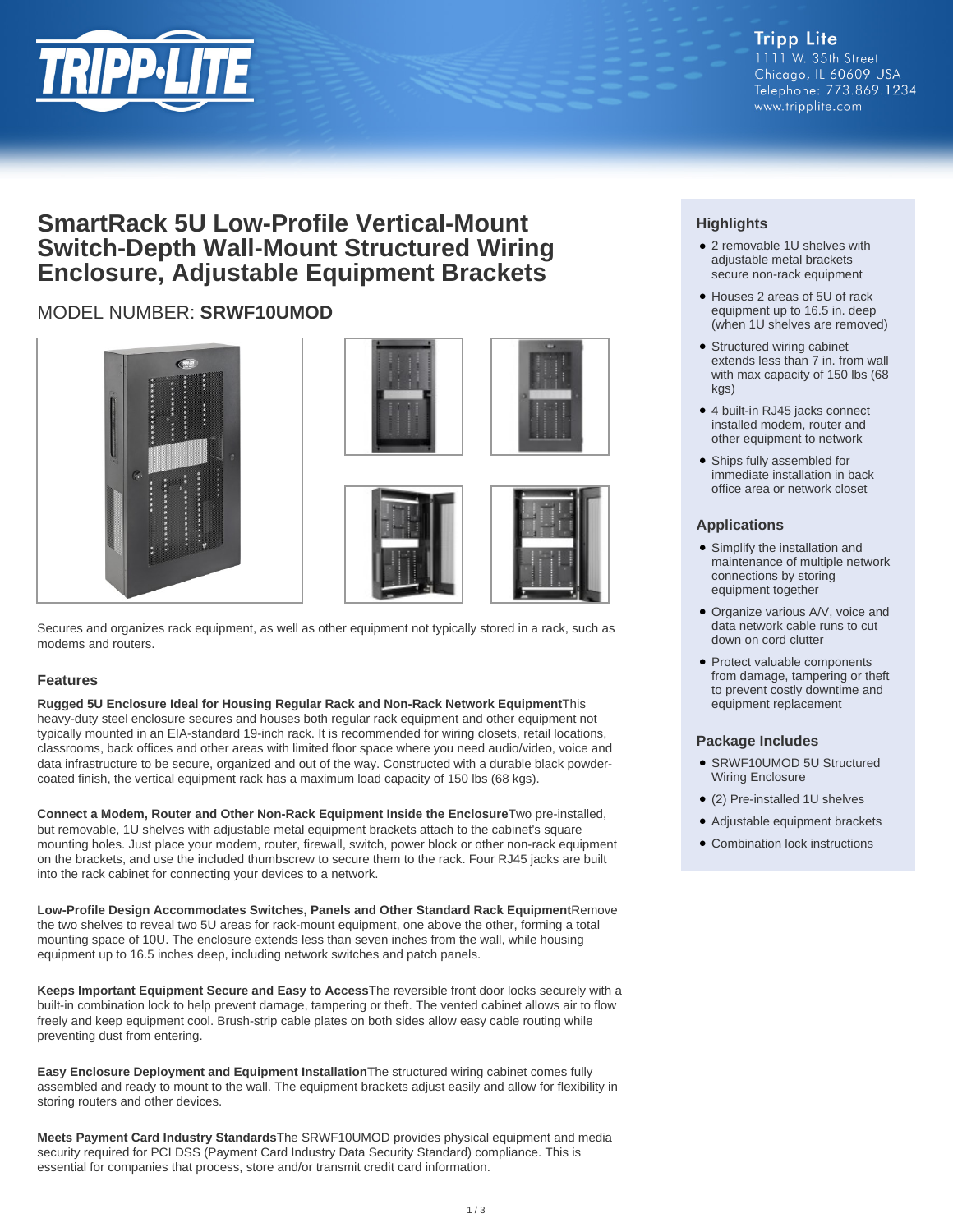Tripp Lite
1111 W. 35th Street
Chicago, IL 60609 USA
Telephone: 773.869.1234
www.tripplite.com

# SmartRack 5U Low-Profile Vertical-Mount Switch-Depth Wall-Mount Structured Wiring Enclosure, Adjustable Equipment Brackets

MODEL NUMBER: **SRWF10UMOD**

Secures and organizes rack equipment, as well as other equipment not typically stored in a rack, such as modems and routers.

## Features

**Rugged 5U Enclosure Ideal for Housing Regular Rack and Non-Rack Network Equipment**This heavy-duty steel enclosure secures and houses both regular rack equipment and other equipment not typically mounted in an EIA-standard 19-inch rack. It is recommended for wiring closets, retail locations, classrooms, back offices and other areas with limited floor space where you need audio/video, voice and data infrastructure to be secure, organized and out of the way. Constructed with a durable black powder-coated finish, the vertical equipment rack has a maximum load capacity of 150 lbs (68 kgs).

**Connect a Modem, Router and Other Non-Rack Equipment Inside the Enclosure**Two pre-installed, but removable, 1U shelves with adjustable metal equipment brackets attach to the cabinet's square mounting holes. Just place your modem, router, firewall, switch, power block or other non-rack equipment on the brackets, and use the included thumbscrew to secure them to the rack. Four RJ45 jacks are built into the rack cabinet for connecting your devices to a network.

**Low-Profile Design Accommodates Switches, Panels and Other Standard Rack Equipment**Remove the two shelves to reveal two 5U areas for rack-mount equipment, one above the other, forming a total mounting space of 10U. The enclosure extends less than seven inches from the wall, while housing equipment up to 16.5 inches deep, including network switches and patch panels.

**Keeps Important Equipment Secure and Easy to Access**The reversible front door locks securely with a built-in combination lock to help prevent damage, tampering or theft. The vented cabinet allows air to flow freely and keep equipment cool. Brush-strip cable plates on both sides allow easy cable routing while preventing dust from entering.

**Easy Enclosure Deployment and Equipment Installation**The structured wiring cabinet comes fully assembled and ready to mount to the wall. The equipment brackets adjust easily and allow for flexibility in storing routers and other devices.

**Meets Payment Card Industry Standards**The SRWF10UMOD provides physical equipment and media security required for PCI DSS (Payment Card Industry Data Security Standard) compliance. This is essential for companies that process, store and/or transmit credit card information.

## Highlights

- 2 removable 1U shelves with adjustable metal brackets secure non-rack equipment
- Houses 2 areas of 5U of rack equipment up to 16.5 in. deep (when 1U shelves are removed)
- Structured wiring cabinet extends less than 7 in. from wall with max capacity of 150 lbs (68 kgs)
- 4 built-in RJ45 jacks connect installed modem, router and other equipment to network
- Ships fully assembled for immediate installation in back office area or network closet

## Applications

- Simplify the installation and maintenance of multiple network connections by storing equipment together
- Organize various A/V, voice and data network cable runs to cut down on cord clutter
- Protect valuable components from damage, tampering or theft to prevent costly downtime and equipment replacement

## Package Includes

- SRWF10UMOD 5U Structured Wiring Enclosure
- (2) Pre-installed 1U shelves
- Adjustable equipment brackets
- Combination lock instructions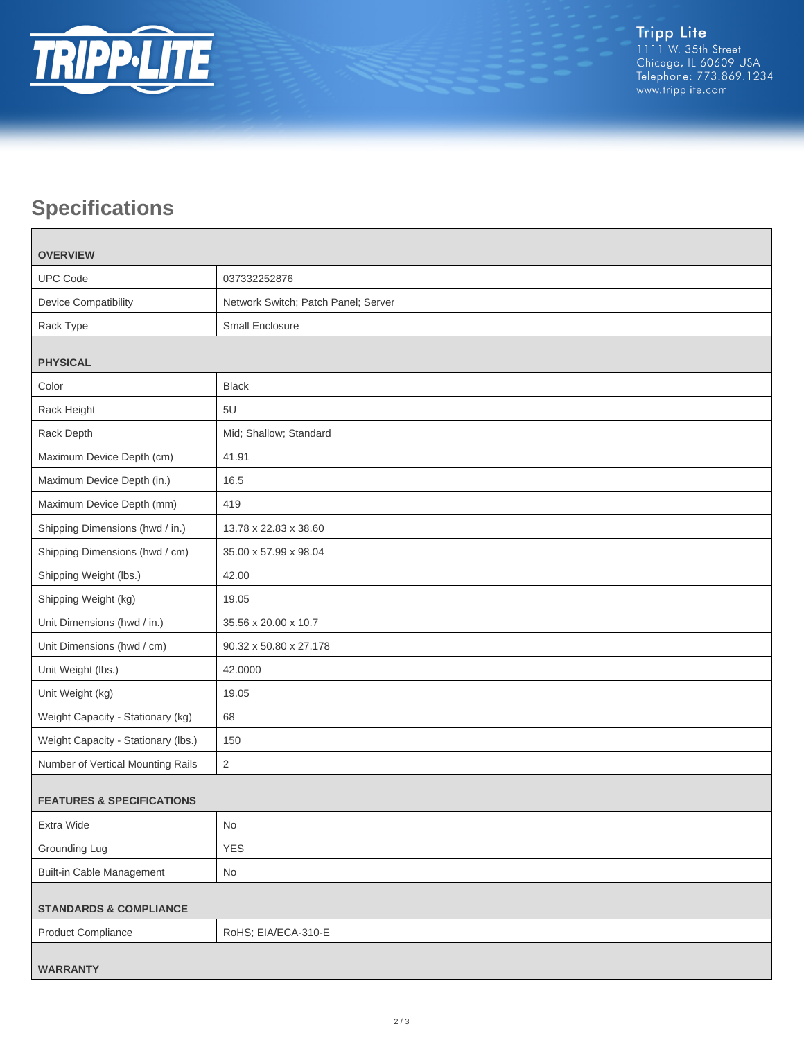## Specifications

| OVERVIEW | |
|---|---|
| UPC Code | 037332252876 |
| Device Compatibility | Network Switch; Patch Panel; Server |
| Rack Type | Small Enclosure |
| **PHYSICAL** | |
| Color | Black |
| Rack Height | 5U |
| Rack Depth | Mid; Shallow; Standard |
| Maximum Device Depth (cm) | 41.91 |
| Maximum Device Depth (in.) | 16.5 |
| Maximum Device Depth (mm) | 419 |
| Shipping Dimensions (hwd / in.) | 13.78 x 22.83 x 38.60 |
| Shipping Dimensions (hwd / cm) | 35.00 x 57.99 x 98.04 |
| Shipping Weight (lbs.) | 42.00 |
| Shipping Weight (kg) | 19.05 |
| Unit Dimensions (hwd / in.) | 35.56 x 20.00 x 10.7 |
| Unit Dimensions (hwd / cm) | 90.32 x 50.80 x 27.178 |
| Unit Weight (lbs.) | 42.0000 |
| Unit Weight (kg) | 19.05 |
| Weight Capacity - Stationary (kg) | 68 |
| Weight Capacity - Stationary (lbs.) | 150 |
| Number of Vertical Mounting Rails | 2 |
| **FEATURES & SPECIFICATIONS** | |
| Extra Wide | No |
| Grounding Lug | YES |
| Built-in Cable Management | No |
| **STANDARDS & COMPLIANCE** | |
| Product Compliance | RoHS; EIA/ECA-310-E |
| **WARRANTY** | |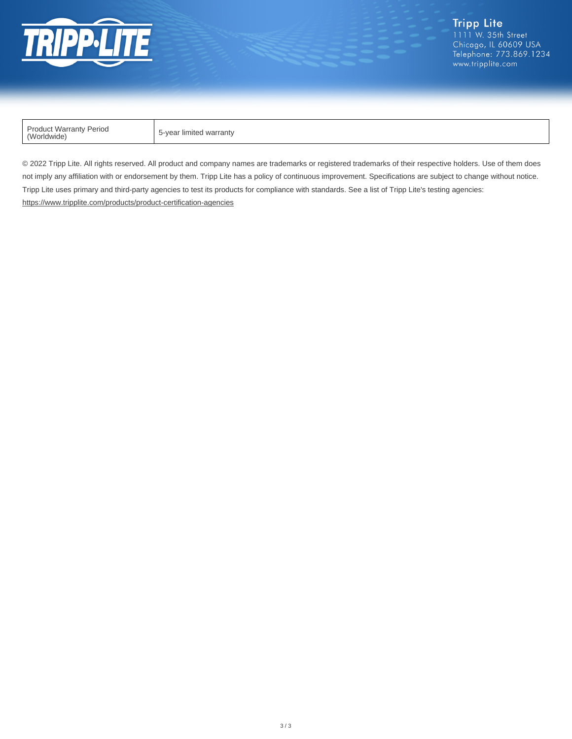| | |
|---|---|
| Product Warranty Period (Worldwide) | 5-year limited warranty |

© 2022 Tripp Lite. All rights reserved. All product and company names are trademarks or registered trademarks of their respective holders. Use of them does not imply any affiliation with or endorsement by them. Tripp Lite has a policy of continuous improvement. Specifications are subject to change without notice. Tripp Lite uses primary and third-party agencies to test its products for compliance with standards. See a list of Tripp Lite's testing agencies: https://www.tripplite.com/products/product-certification-agencies